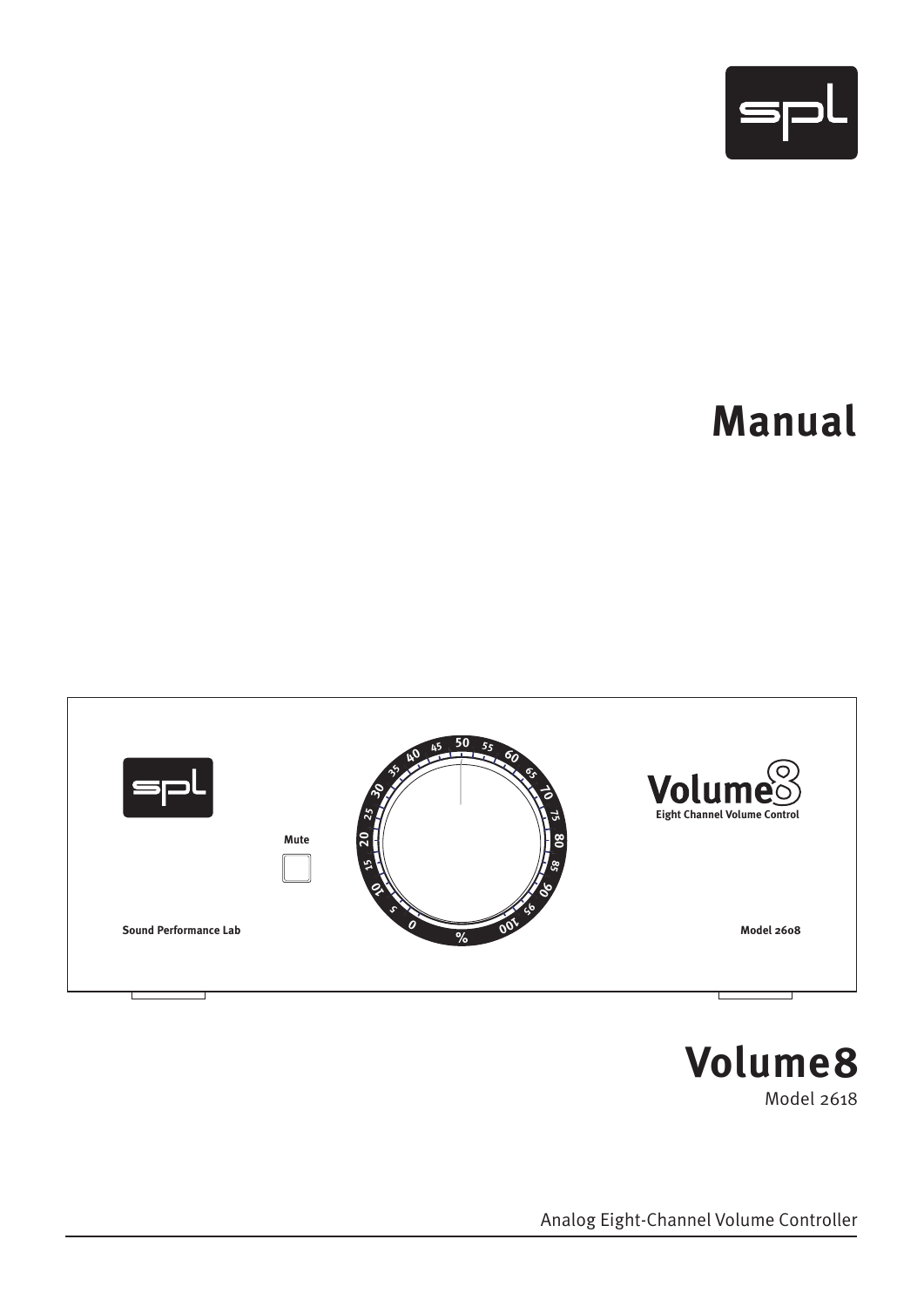# Manual

# Volume8

Model 2618

Analog Eight-Channel Volume Controller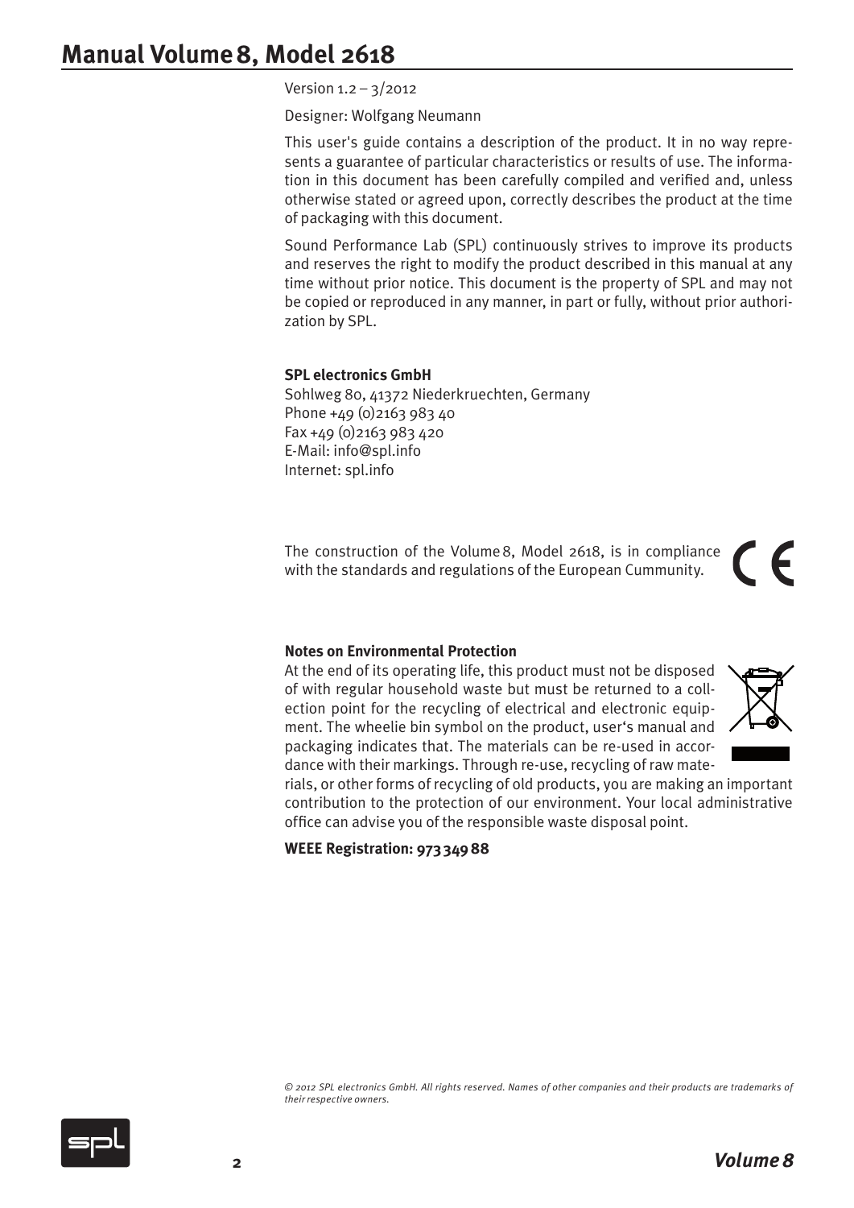# Manual Volume 8, Model 2618

Version 1.2 – 3/2012

Designer: Wolfgang Neumann

This user's guide contains a description of the product. It in no way represents a guarantee of particular characteristics or results of use. The information in this document has been carefully compiled and verified and, unless otherwise stated or agreed upon, correctly describes the product at the time of packaging with this document.

Sound Performance Lab (SPL) continuously strives to improve its products and reserves the right to modify the product described in this manual at any time without prior notice. This document is the property of SPL and may not be copied or reproduced in any manner, in part or fully, without prior authorization by SPL.

**SPL electronics GmbH**
Sohlweg 80, 41372 Niederkruechten, Germany
Phone +49 (0)2163 983 40
Fax +49 (0)2163 983 420
E-Mail: info@spl.info
Internet: spl.info

The construction of the Volume 8, Model 2618, is in compliance with the standards and regulations of the European Cummunity.

**Notes on Environmental Protection**
At the end of its operating life, this product must not be disposed of with regular household waste but must be returned to a collection point for the recycling of electrical and electronic equipment. The wheelie bin symbol on the product, user's manual and packaging indicates that. The materials can be re-used in accordance with their markings. Through re-use, recycling of raw materials, or other forms of recycling of old products, you are making an important contribution to the protection of our environment. Your local administrative office can advise you of the responsible waste disposal point.

**WEEE Registration: 973 349 88**

*© 2012 SPL electronics GmbH. All rights reserved. Names of other companies and their products are trademarks of their respective owners.*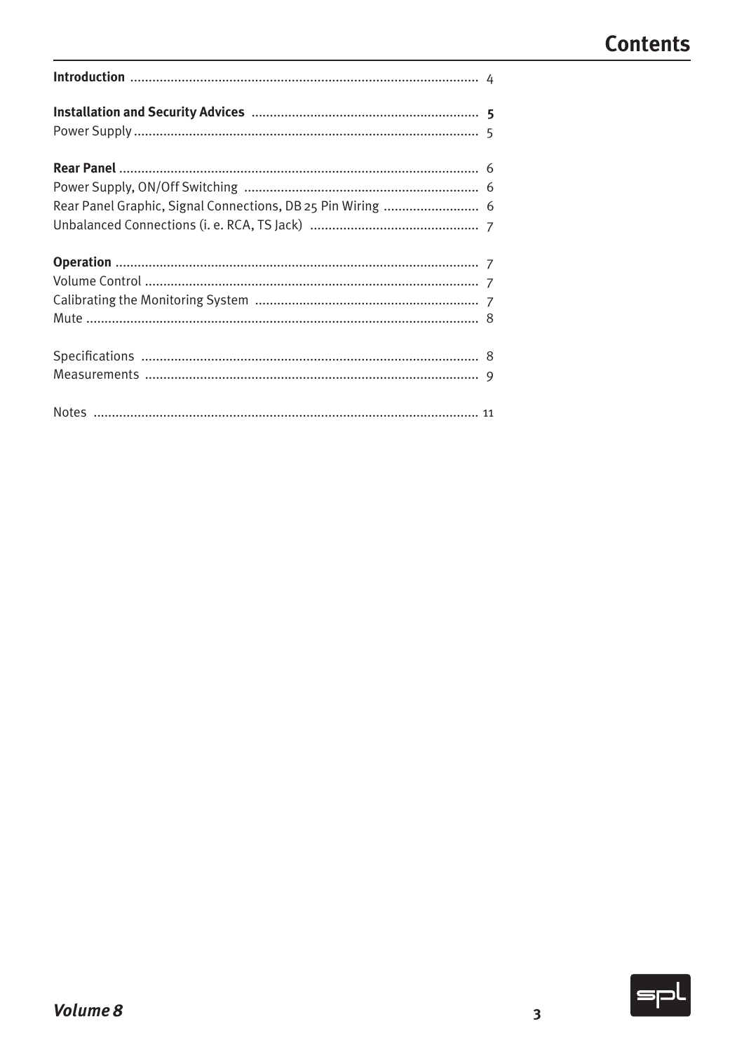# Contents

| | |
|---|---|
| **Introduction** | 4 |
| | |
| **Installation and Security Advices** | **5** |
| Power Supply | 5 |
| | |
| **Rear Panel** | 6 |
| Power Supply, ON/Off Switching | 6 |
| Rear Panel Graphic, Signal Connections, DB 25 Pin Wiring | 6 |
| Unbalanced Connections (i. e. RCA, TS Jack) | 7 |
| | |
| **Operation** | 7 |
| Volume Control | 7 |
| Calibrating the Monitoring System | 7 |
| Mute | 8 |
| | |
| Specifications | 8 |
| Measurements | 9 |
| | |
| Notes | 11 |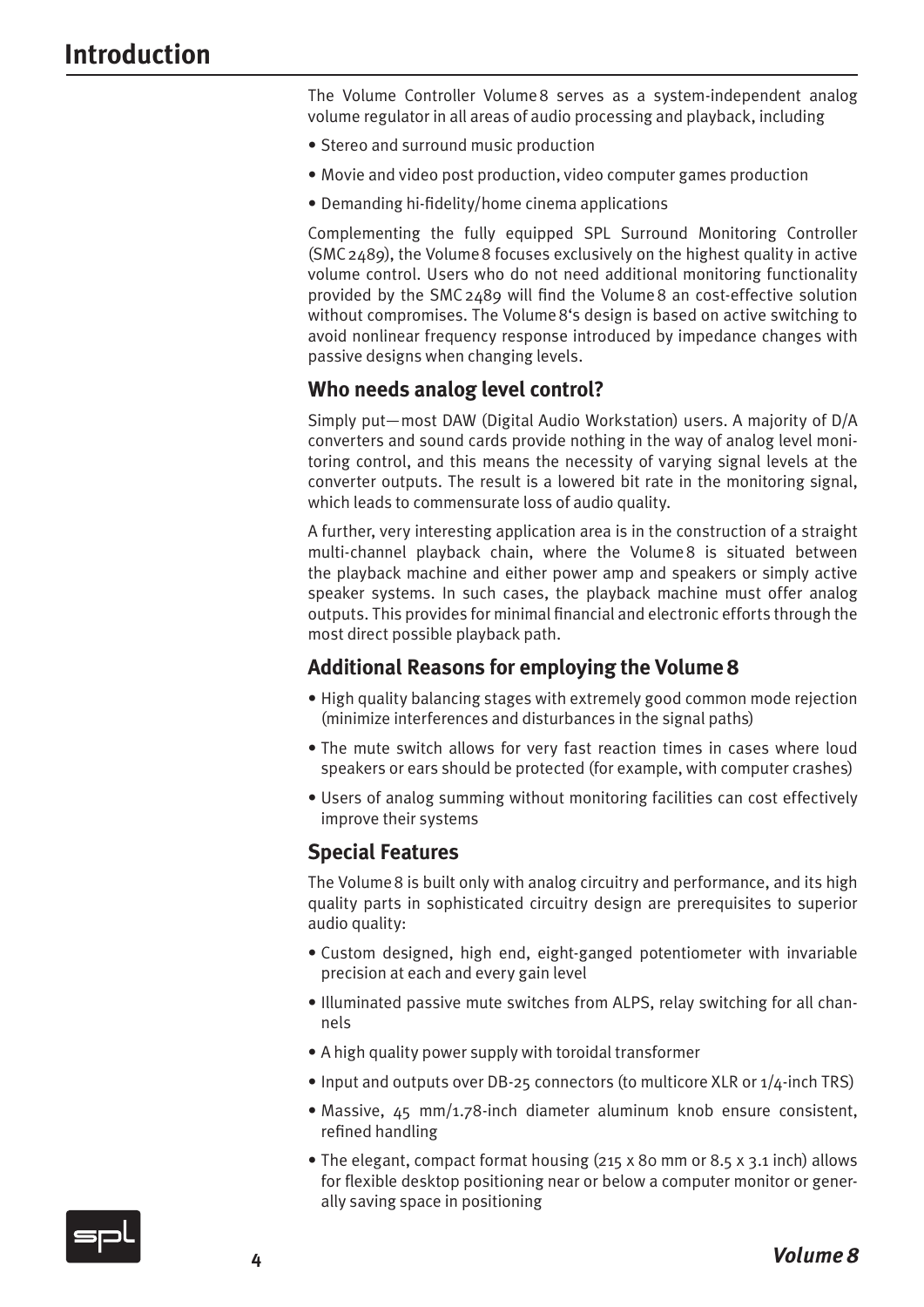# Introduction

The Volume Controller Volume 8 serves as a system-independent analog volume regulator in all areas of audio processing and playback, including

- Stereo and surround music production
- Movie and video post production, video computer games production
- Demanding hi-fidelity/home cinema applications

Complementing the fully equipped SPL Surround Monitoring Controller (SMC 2489), the Volume 8 focuses exclusively on the highest quality in active volume control. Users who do not need additional monitoring functionality provided by the SMC 2489 will find the Volume 8 an cost-effective solution without compromises. The Volume 8's design is based on active switching to avoid nonlinear frequency response introduced by impedance changes with passive designs when changing levels.

## Who needs analog level control?

Simply put—most DAW (Digital Audio Workstation) users. A majority of D/A converters and sound cards provide nothing in the way of analog level monitoring control, and this means the necessity of varying signal levels at the converter outputs. The result is a lowered bit rate in the monitoring signal, which leads to commensurate loss of audio quality.

A further, very interesting application area is in the construction of a straight multi-channel playback chain, where the Volume 8 is situated between the playback machine and either power amp and speakers or simply active speaker systems. In such cases, the playback machine must offer analog outputs. This provides for minimal financial and electronic efforts through the most direct possible playback path.

## Additional Reasons for employing the Volume 8

- High quality balancing stages with extremely good common mode rejection (minimize interferences and disturbances in the signal paths)
- The mute switch allows for very fast reaction times in cases where loud speakers or ears should be protected (for example, with computer crashes)
- Users of analog summing without monitoring facilities can cost effectively improve their systems

## Special Features

The Volume 8 is built only with analog circuitry and performance, and its high quality parts in sophisticated circuitry design are prerequisites to superior audio quality:

- Custom designed, high end, eight-ganged potentiometer with invariable precision at each and every gain level
- Illuminated passive mute switches from ALPS, relay switching for all channels
- A high quality power supply with toroidal transformer
- Input and outputs over DB-25 connectors (to multicore XLR or 1/4-inch TRS)
- Massive, 45 mm/1.78-inch diameter aluminum knob ensure consistent, refined handling
- The elegant, compact format housing (215 x 80 mm or 8.5 x 3.1 inch) allows for flexible desktop positioning near or below a computer monitor or generally saving space in positioning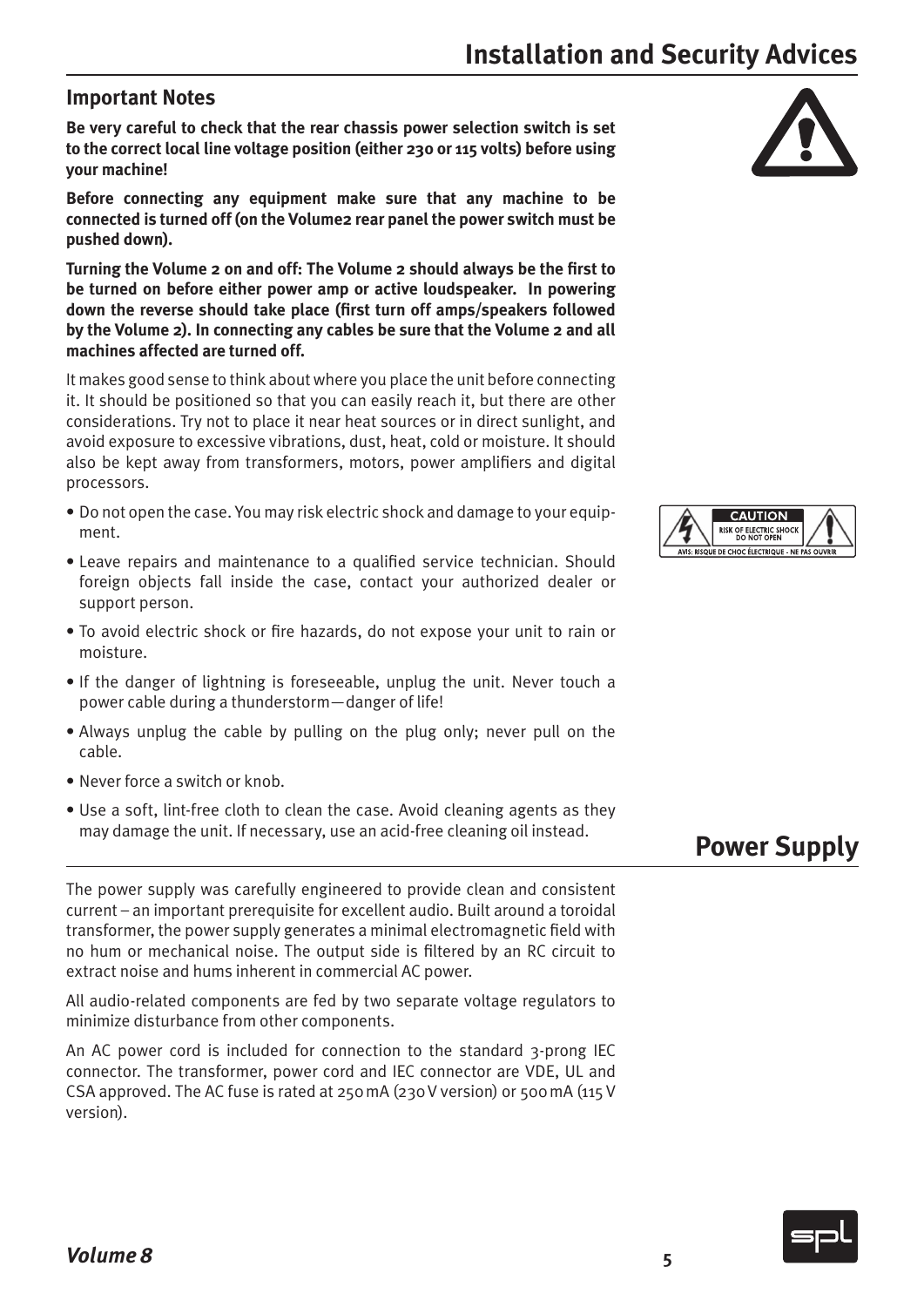# Installation and Security Advices

## Important Notes

**Be very careful to check that the rear chassis power selection switch is set to the correct local line voltage position (either 230 or 115 volts) before using your machine!**

**Before connecting any equipment make sure that any machine to be connected is turned off (on the Volume2 rear panel the power switch must be pushed down).**

**Turning the Volume 2 on and off: The Volume 2 should always be the first to be turned on before either power amp or active loudspeaker. In powering down the reverse should take place (first turn off amps/speakers followed by the Volume 2). In connecting any cables be sure that the Volume 2 and all machines affected are turned off.**

It makes good sense to think about where you place the unit before connecting it. It should be positioned so that you can easily reach it, but there are other considerations. Try not to place it near heat sources or in direct sunlight, and avoid exposure to excessive vibrations, dust, heat, cold or moisture. It should also be kept away from transformers, motors, power amplifiers and digital processors.

- Do not open the case. You may risk electric shock and damage to your equipment.
- Leave repairs and maintenance to a qualified service technician. Should foreign objects fall inside the case, contact your authorized dealer or support person.
- To avoid electric shock or fire hazards, do not expose your unit to rain or moisture.
- If the danger of lightning is foreseeable, unplug the unit. Never touch a power cable during a thunderstorm—danger of life!
- Always unplug the cable by pulling on the plug only; never pull on the cable.
- Never force a switch or knob.
- Use a soft, lint-free cloth to clean the case. Avoid cleaning agents as they may damage the unit. If necessary, use an acid-free cleaning oil instead.

# Power Supply

The power supply was carefully engineered to provide clean and consistent current – an important prerequisite for excellent audio. Built around a toroidal transformer, the power supply generates a minimal electromagnetic field with no hum or mechanical noise. The output side is filtered by an RC circuit to extract noise and hums inherent in commercial AC power.

All audio-related components are fed by two separate voltage regulators to minimize disturbance from other components.

An AC power cord is included for connection to the standard 3-prong IEC connector. The transformer, power cord and IEC connector are VDE, UL and CSA approved. The AC fuse is rated at 250 mA (230 V version) or 500 mA (115 V version).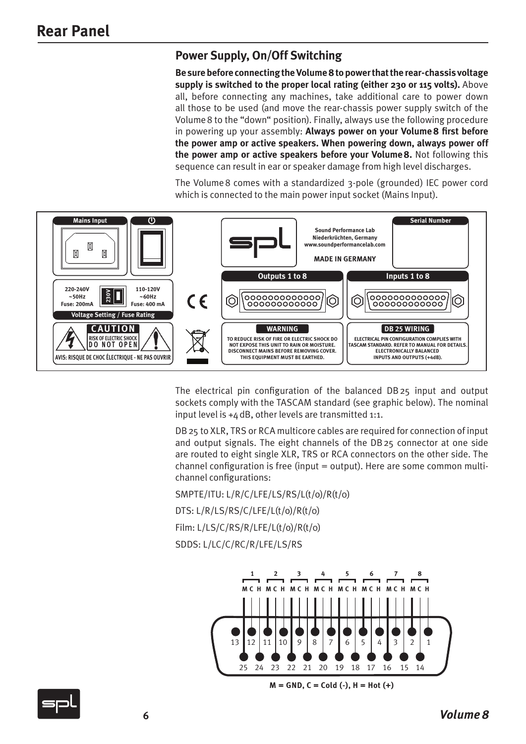# Rear Panel

## Power Supply, On/Off Switching

**Be sure before connecting the Volume 8 to power that the rear-chassis voltage supply is switched to the proper local rating (either 230 or 115 volts).** Above all, before connecting any machines, take additional care to power down all those to be used (and move the rear-chassis power supply switch of the Volume 8 to the "down" position). Finally, always use the following procedure in powering up your assembly: **Always power on your Volume 8 first before the power amp or active speakers. When powering down, always power off the power amp or active speakers before your Volume 8.** Not following this sequence can result in ear or speaker damage from high level discharges.

The Volume 8 comes with a standardized 3-pole (grounded) IEC power cord which is connected to the main power input socket (Mains Input).

Mains Input

220-240V ~50Hz Fuse: 200mA | 230V | 110-120V ~60Hz Fuse: 400 mA

Voltage Setting / Fuse Rating

CAUTION RISK OF ELECTRIC SHOCK DO NOT OPEN

AVIS: RISQUE DE CHOC ÉLECTRIQUE - NE PAS OUVRIR

Sound Performance Lab
Niederkrüchten, Germany
www.soundperformancelab.com

MADE IN GERMANY

Serial Number

Outputs 1 to 8

Inputs 1 to 8

WARNING
TO REDUCE RISK OF FIRE OR ELECTRIC SHOCK DO NOT EXPOSE THIS UNIT TO RAIN OR MOISTURE. DISCONNECT MAINS BEFORE REMOVING COVER. THIS EQUIPMENT MUST BE EARTHED.

DB 25 WIRING
ELECTRICAL PIN CONFIGURATION COMPLIES WITH TASCAM STANDARD. REFER TO MANUAL FOR DETAILS. ELECTRONICALLY BALANCED INPUTS AND OUTPUTS (+4dB).

The electrical pin configuration of the balanced DB 25 input and output sockets comply with the TASCAM standard (see graphic below). The nominal input level is +4 dB, other levels are transmitted 1:1.

DB 25 to XLR, TRS or RCA multicore cables are required for connection of input and output signals. The eight channels of the DB 25 connector at one side are routed to eight single XLR, TRS or RCA connectors on the other side. The channel configuration is free (input = output). Here are some common multichannel configurations:

SMPTE/ITU: L/R/C/LFE/LS/RS/L(t/o)/R(t/o)

DTS: L/R/LS/RS/C/LFE/L(t/o)/R(t/o)

Film: L/LS/C/RS/R/LFE/L(t/o)/R(t/o)

SDDS: L/LC/C/RC/R/LFE/LS/RS

M = GND, C = Cold (-), H = Hot (+)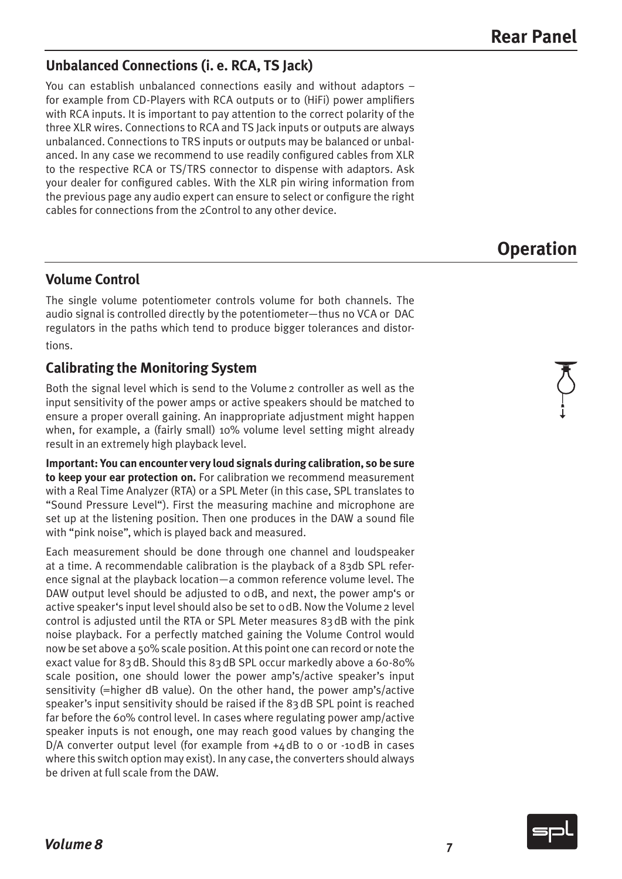# Rear Panel

## Unbalanced Connections (i. e. RCA, TS Jack)

You can establish unbalanced connections easily and without adaptors – for example from CD-Players with RCA outputs or to (HiFi) power amplifiers with RCA inputs. It is important to pay attention to the correct polarity of the three XLR wires. Connections to RCA and TS Jack inputs or outputs are always unbalanced. Connections to TRS inputs or outputs may be balanced or unbalanced. In any case we recommend to use readily configured cables from XLR to the respective RCA or TS/TRS connector to dispense with adaptors. Ask your dealer for configured cables. With the XLR pin wiring information from the previous page any audio expert can ensure to select or configure the right cables for connections from the 2Control to any other device.

# Operation

## Volume Control

The single volume potentiometer controls volume for both channels. The audio signal is controlled directly by the potentiometer—thus no VCA or DAC regulators in the paths which tend to produce bigger tolerances and distortions.

## Calibrating the Monitoring System

Both the signal level which is send to the Volume 2 controller as well as the input sensitivity of the power amps or active speakers should be matched to ensure a proper overall gaining. An inappropriate adjustment might happen when, for example, a (fairly small) 10% volume level setting might already result in an extremely high playback level.

**Important: You can encounter very loud signals during calibration, so be sure to keep your ear protection on.** For calibration we recommend measurement with a Real Time Analyzer (RTA) or a SPL Meter (in this case, SPL translates to "Sound Pressure Level"). First the measuring machine and microphone are set up at the listening position. Then one produces in the DAW a sound file with "pink noise", which is played back and measured.

Each measurement should be done through one channel and loudspeaker at a time. A recommendable calibration is the playback of a 83db SPL reference signal at the playback location—a common reference volume level. The DAW output level should be adjusted to 0 dB, and next, the power amp's or active speaker's input level should also be set to 0 dB. Now the Volume 2 level control is adjusted until the RTA or SPL Meter measures 83 dB with the pink noise playback. For a perfectly matched gaining the Volume Control would now be set above a 50% scale position. At this point one can record or note the exact value for 83 dB. Should this 83 dB SPL occur markedly above a 60-80% scale position, one should lower the power amp's/active speaker's input sensitivity (=higher dB value). On the other hand, the power amp's/active speaker's input sensitivity should be raised if the 83 dB SPL point is reached far before the 60% control level. In cases where regulating power amp/active speaker inputs is not enough, one may reach good values by changing the D/A converter output level (for example from +4 dB to 0 or -10 dB in cases where this switch option may exist). In any case, the converters should always be driven at full scale from the DAW.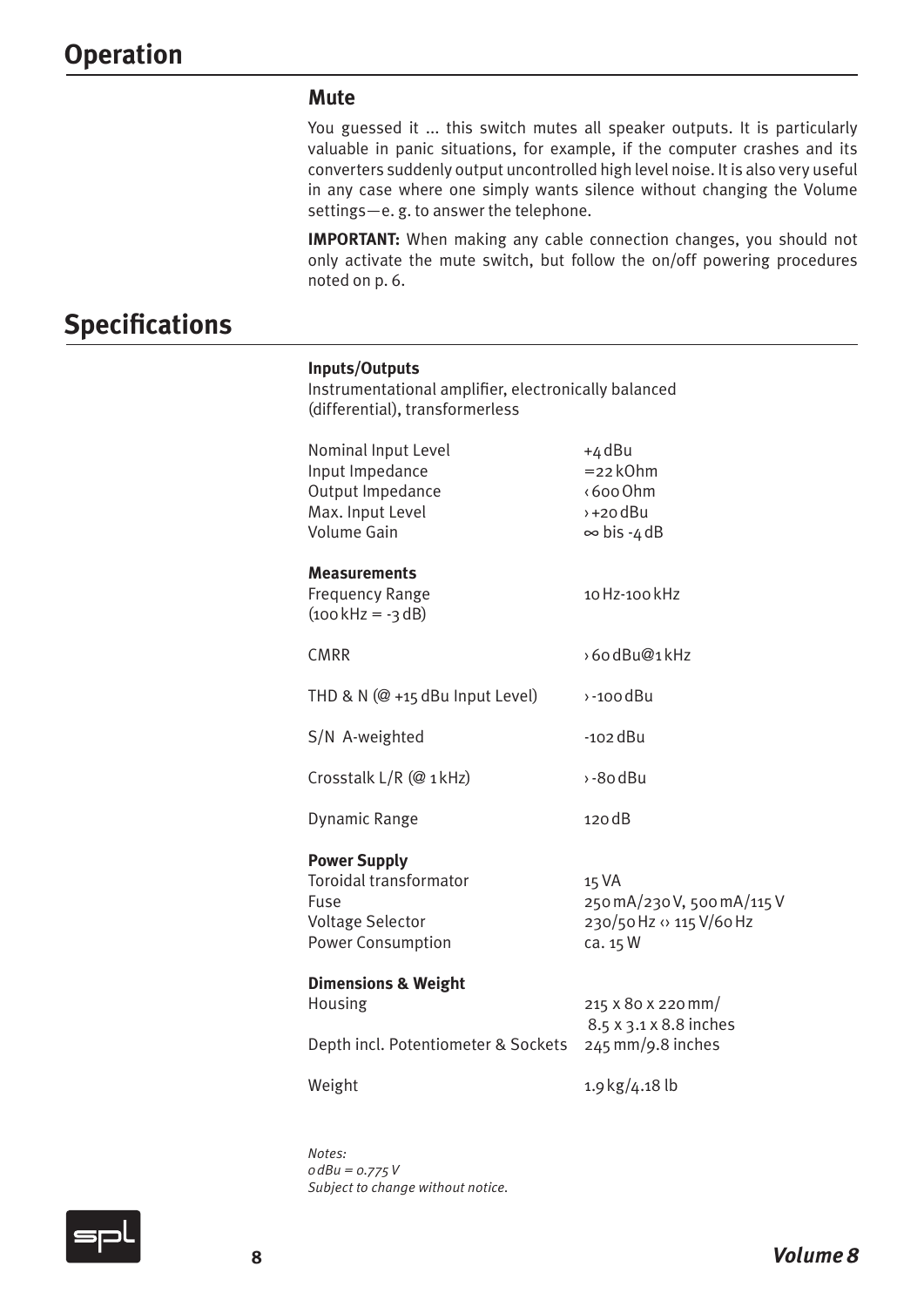# Operation

## Mute

You guessed it ... this switch mutes all speaker outputs. It is particularly valuable in panic situations, for example, if the computer crashes and its converters suddenly output uncontrolled high level noise. It is also very useful in any case where one simply wants silence without changing the Volume settings—e. g. to answer the telephone.

**IMPORTANT:** When making any cable connection changes, you should not only activate the mute switch, but follow the on/off powering procedures noted on p. 6.

# Specifications

**Inputs/Outputs**
Instrumentational amplifier, electronically balanced (differential), transformerless

| | |
|---|---|
| Nominal Input Level | +4 dBu |
| Input Impedance | =22 kOhm |
| Output Impedance | ‹600 Ohm |
| Max. Input Level | ›+20 dBu |
| Volume Gain | ∞ bis -4 dB |
| **Measurements** | |
| Frequency Range (100 kHz = -3 dB) | 10 Hz-100 kHz |
| CMRR | ›60 dBu@1 kHz |
| THD & N (@ +15 dBu Input Level) | ›-100 dBu |
| S/N A-weighted | -102 dBu |
| Crosstalk L/R (@ 1 kHz) | ›-80 dBu |
| Dynamic Range | 120 dB |
| **Power Supply** | |
| Toroidal transformator | 15 VA |
| Fuse | 250 mA/230 V, 500 mA/115 V |
| Voltage Selector | 230/50 Hz ‹› 115 V/60 Hz |
| Power Consumption | ca. 15 W |
| **Dimensions & Weight** | |
| Housing | 215 x 80 x 220 mm/ 8.5 x 3.1 x 8.8 inches |
| Depth incl. Potentiometer & Sockets | 245 mm/9.8 inches |
| Weight | 1.9 kg/4.18 lb |

*Notes:*
*0 dBu = 0.775 V*
*Subject to change without notice.*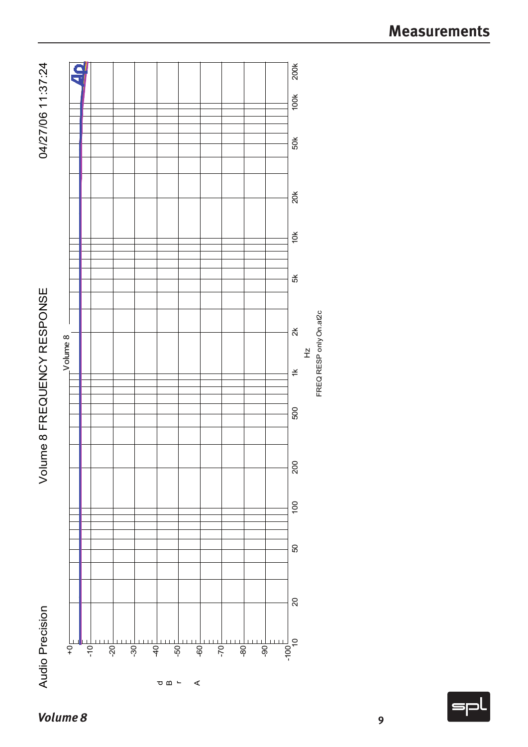# Measurements

Audio Precision

Volume 8 FREQUENCY RESPONSE

04/27/06 11:37:24

Volume 8

d B r A: +0, -10, -20, -30, -40, -50, -60, -70, -80, -90, -100

Hz: 10, 20, 50, 100, 200, 500, 1k, 2k, 5k, 10k, 20k, 50k, 100k, 200k

FREQ RESP only On.at2c

*Volume 8*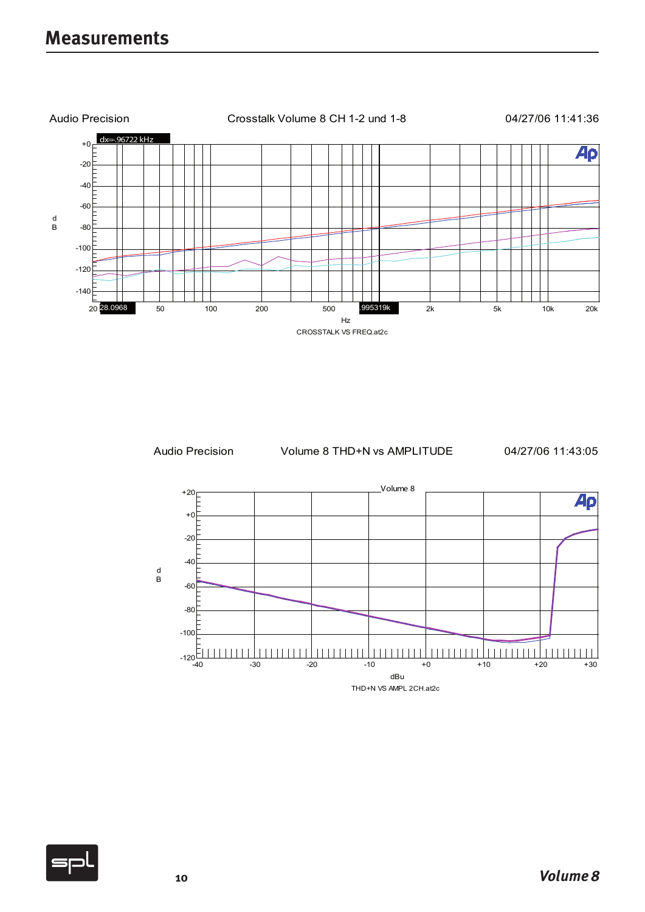# Measurements

Audio Precision    Crosstalk Volume 8 CH 1-2 und 1-8    04/27/06 11:41:36

dx=-.96722 kHz

d
B

+0
-20
-40
-60
-80
-100
-120
-140

20  28.0968  50  100  200  500  .995319k  2k  5k  10k  20k

Hz

CROSSTALK VS FREQ.at2c

Audio Precision    Volume 8 THD+N vs AMPLITUDE    04/27/06 11:43:05

Volume 8

d
B

+20
+0
-20
-40
-60
-80
-100
-120

-40  -30  -20  -10  +0  +10  +20  +30

dBu

THD+N VS AMPL 2CH.at2c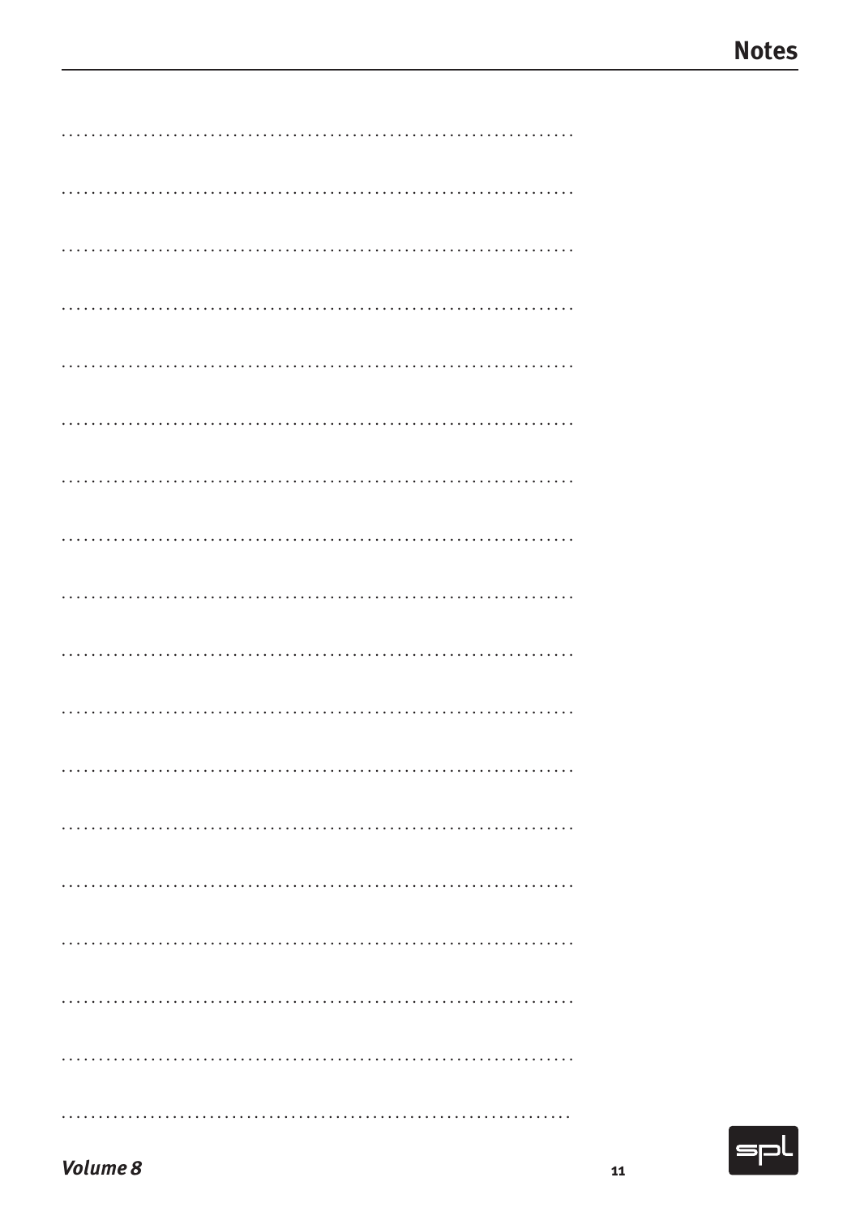# Notes